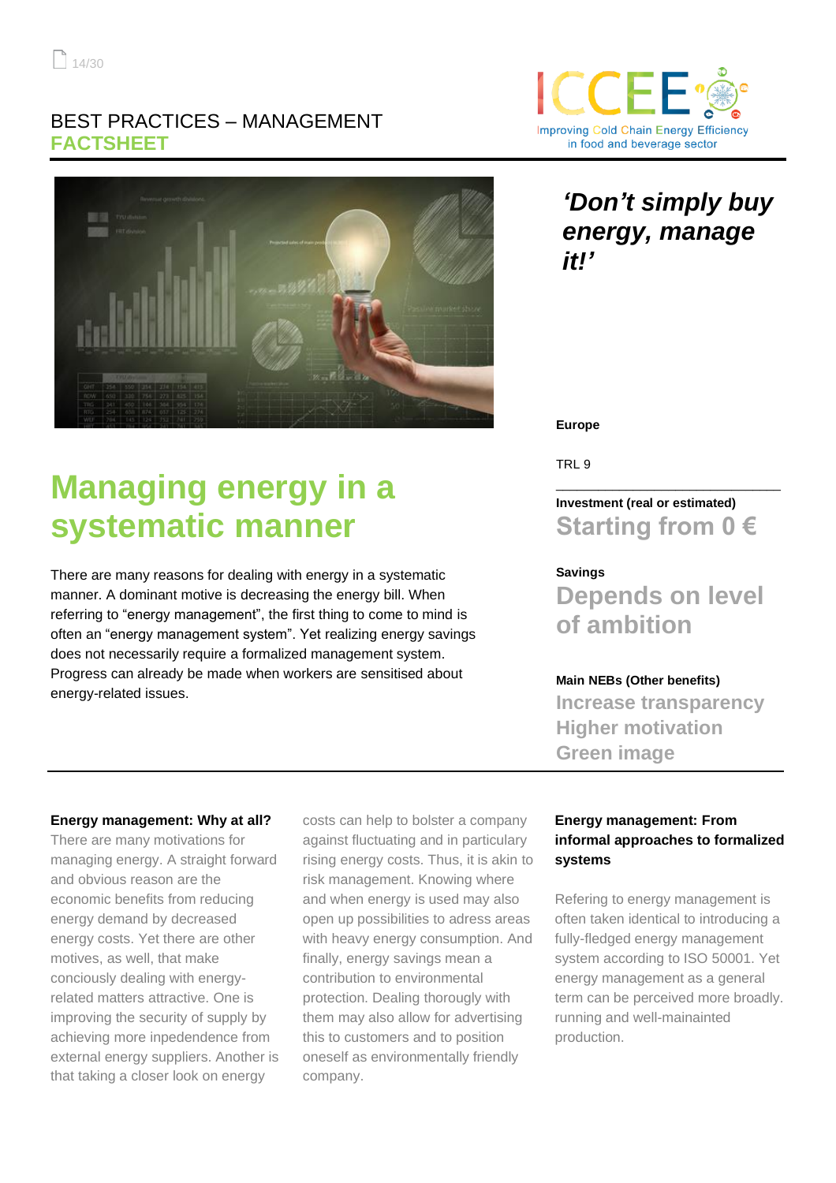BEST PRACTICES – MANAGEMENT
**FACTSHEET**

ICCEE – Improving Cold Chain Energy Efficiency in food and beverage sector

***'Don't simply buy energy, manage it!'***

**Europe**

TRL 9

**Investment (real or estimated)**
## Starting from 0 €

**Savings**
## Depends on level of ambition

**Main NEBs (Other benefits)**
### Increase transparency
### Higher motivation
### Green image

# Managing energy in a systematic manner

There are many reasons for dealing with energy in a systematic manner. A dominant motive is decreasing the energy bill. When referring to "energy management", the first thing to come to mind is often an "energy management system". Yet realizing energy savings does not necessarily require a formalized management system. Progress can already be made when workers are sensitised about energy-related issues.

**Energy management: Why at all?**

There are many motivations for managing energy. A straight forward and obvious reason are the economic benefits from reducing energy demand by decreased energy costs. Yet there are other motives, as well, that make conciously dealing with energy-related matters attractive. One is improving the security of supply by achieving more inpedendence from external energy suppliers. Another is that taking a closer look on energy costs can help to bolster a company against fluctuating and in particulary rising energy costs. Thus, it is akin to risk management. Knowing where and when energy is used may also open up possibilities to adress areas with heavy energy consumption. And finally, energy savings mean a contribution to environmental protection. Dealing thorougly with them may also allow for advertising this to customers and to position oneself as environmentally friendly company.

**Energy management: From informal approaches to formalized systems**

Refering to energy management is often taken identical to introducing a fully-fledged energy management system according to ISO 50001. Yet energy management as a general term can be perceived more broadly. running and well-mainainted production.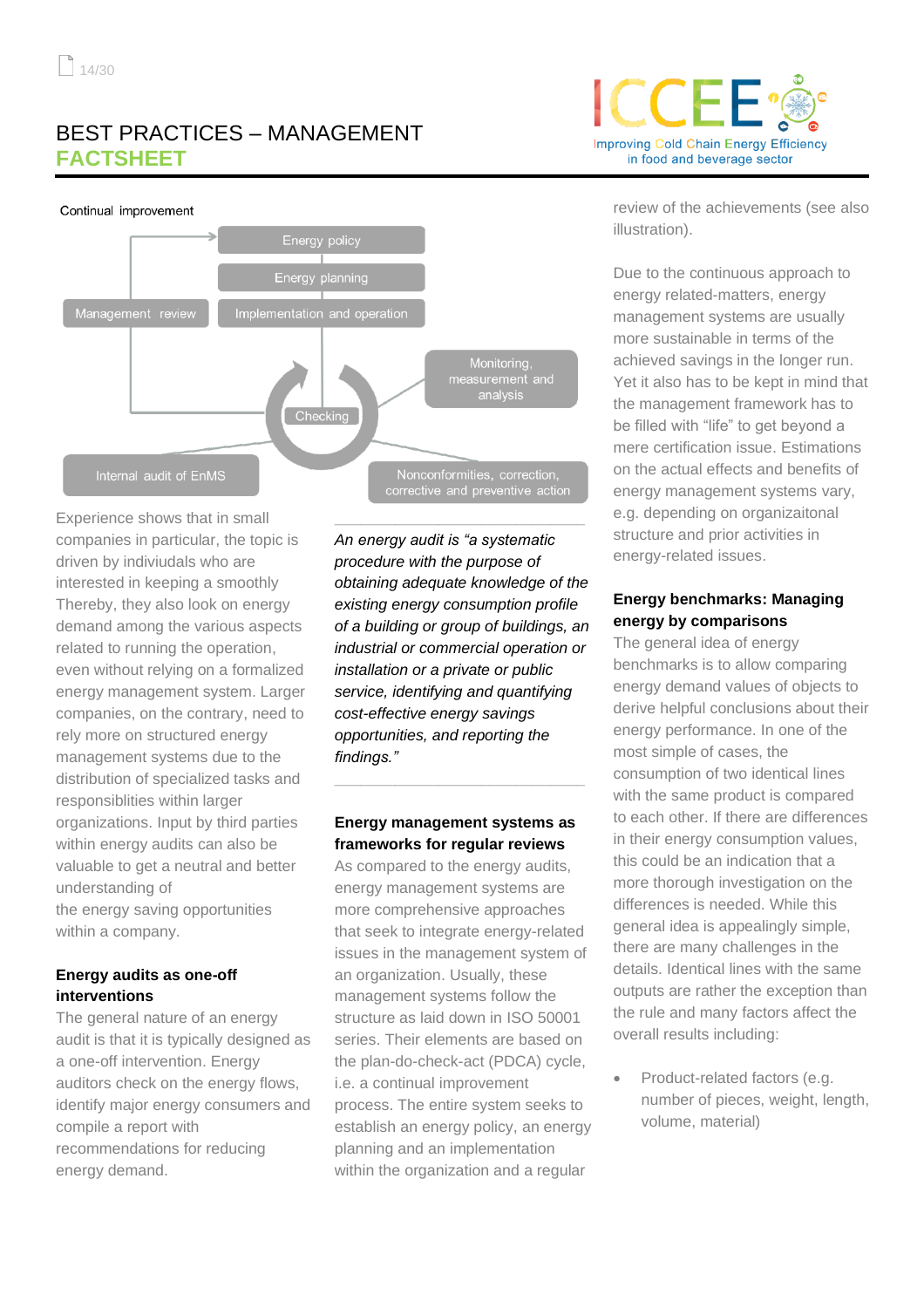# BEST PRACTICES – MANAGEMENT
## FACTSHEET

Continual improvement

Energy policy

Energy planning

Management review

Implementation and operation

Monitoring, measurement and analysis

Checking

Internal audit of EnMS

Nonconformities, correction, corrective and preventive action

Experience shows that in small companies in particular, the topic is driven by indiviudals who are interested in keeping a smoothly Thereby, they also look on energy demand among the various aspects related to running the operation, even without relying on a formalized energy management system. Larger companies, on the contrary, need to rely more on structured energy management systems due to the distribution of specialized tasks and responsiblities within larger organizations. Input by third parties within energy audits can also be valuable to get a neutral and better understanding of the energy saving opportunities within a company.

### Energy audits as one-off interventions

The general nature of an energy audit is that it is typically designed as a one-off intervention. Energy auditors check on the energy flows, identify major energy consumers and compile a report with recommendations for reducing energy demand.

*An energy audit is "a systematic procedure with the purpose of obtaining adequate knowledge of the existing energy consumption profile of a building or group of buildings, an industrial or commercial operation or installation or a private or public service, identifying and quantifying cost-effective energy savings opportunities, and reporting the findings."*

### Energy management systems as frameworks for regular reviews

As compared to the energy audits, energy management systems are more comprehensive approaches that seek to integrate energy-related issues in the management system of an organization. Usually, these management systems follow the structure as laid down in ISO 50001 series. Their elements are based on the plan-do-check-act (PDCA) cycle, i.e. a continual improvement process. The entire system seeks to establish an energy policy, an energy planning and an implementation within the organization and a regular review of the achievements (see also illustration).

Due to the continuous approach to energy related-matters, energy management systems are usually more sustainable in terms of the achieved savings in the longer run. Yet it also has to be kept in mind that the management framework has to be filled with "life" to get beyond a mere certification issue. Estimations on the actual effects and benefits of energy management systems vary, e.g. depending on organizaitonal structure and prior activities in energy-related issues.

### Energy benchmarks: Managing energy by comparisons

The general idea of energy benchmarks is to allow comparing energy demand values of objects to derive helpful conclusions about their energy performance. In one of the most simple of cases, the consumption of two identical lines with the same product is compared to each other. If there are differences in their energy consumption values, this could be an indication that a more thorough investigation on the differences is needed. While this general idea is appealingly simple, there are many challenges in the details. Identical lines with the same outputs are rather the exception than the rule and many factors affect the overall results including:

- Product-related factors (e.g. number of pieces, weight, length, volume, material)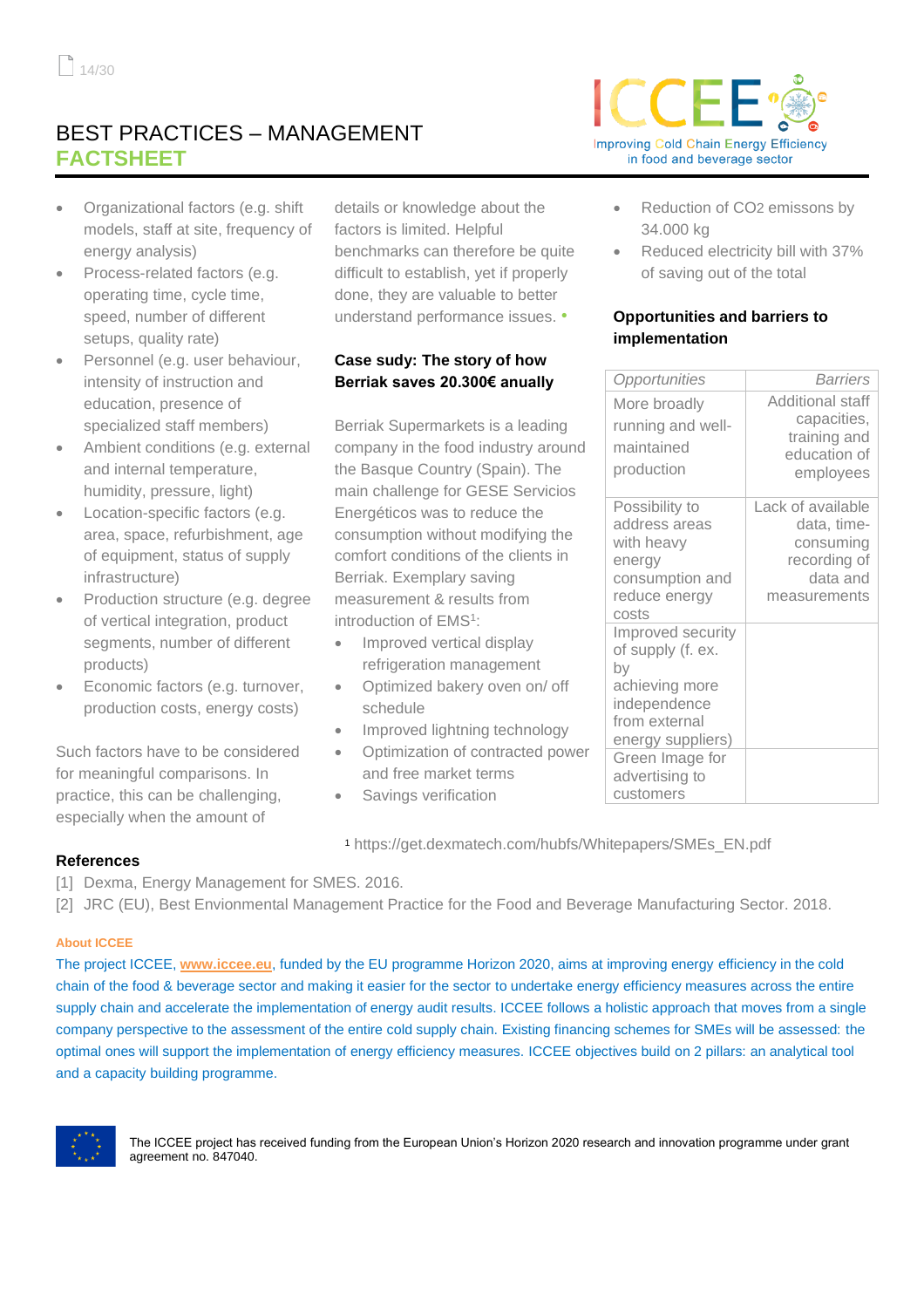# BEST PRACTICES – MANAGEMENT
## FACTSHEET

- Organizational factors (e.g. shift models, staff at site, frequency of energy analysis)
- Process-related factors (e.g. operating time, cycle time, speed, number of different setups, quality rate)
- Personnel (e.g. user behaviour, intensity of instruction and education, presence of specialized staff members)
- Ambient conditions (e.g. external and internal temperature, humidity, pressure, light)
- Location-specific factors (e.g. area, space, refurbishment, age of equipment, status of supply infrastructure)
- Production structure (e.g. degree of vertical integration, product segments, number of different products)
- Economic factors (e.g. turnover, production costs, energy costs)

Such factors have to be considered for meaningful comparisons. In practice, this can be challenging, especially when the amount of details or knowledge about the factors is limited. Helpful benchmarks can therefore be quite difficult to establish, yet if properly done, they are valuable to better understand performance issues. •

### Case sudy: The story of how Berriak saves 20.300€ anually

Berriak Supermarkets is a leading company in the food industry around the Basque Country (Spain). The main challenge for GESE Servicios Energéticos was to reduce the consumption without modifying the comfort conditions of the clients in Berriak. Exemplary saving measurement & results from introduction of EMS[1]:

- Improved vertical display refrigeration management
- Optimized bakery oven on/ off schedule
- Improved lightning technology
- Optimization of contracted power and free market terms
- Savings verification
- Reduction of $CO_2$ emissons by 34.000 kg
- Reduced electricity bill with 37% of saving out of the total

[1] https://get.dexmatech.com/hubfs/Whitepapers/SMEs_EN.pdf

### Opportunities and barriers to implementation

| *Opportunities* | *Barriers* |
|---|---|
| More broadly running and well-maintained production | Additional staff capacities, training and education of employees |
| Possibility to address areas with heavy energy consumption and reduce energy costs | Lack of available data, time-consuming recording of data and measurements |
| Improved security of supply (f. ex. by achieving more independence from external energy suppliers) | |
| Green Image for advertising to customers | |

### References

[1] Dexma, Energy Management for SMES. 2016.
[2] JRC (EU), Best Envionmental Management Practice for the Food and Beverage Manufacturing Sector. 2018.

**About ICCEE**

The project ICCEE, www.iccee.eu, funded by the EU programme Horizon 2020, aims at improving energy efficiency in the cold chain of the food & beverage sector and making it easier for the sector to undertake energy efficiency measures across the entire supply chain and accelerate the implementation of energy audit results. ICCEE follows a holistic approach that moves from a single company perspective to the assessment of the entire cold supply chain. Existing financing schemes for SMEs will be assessed: the optimal ones will support the implementation of energy efficiency measures. ICCEE objectives build on 2 pillars: an analytical tool and a capacity building programme.

The ICCEE project has received funding from the European Union's Horizon 2020 research and innovation programme under grant agreement no. 847040.